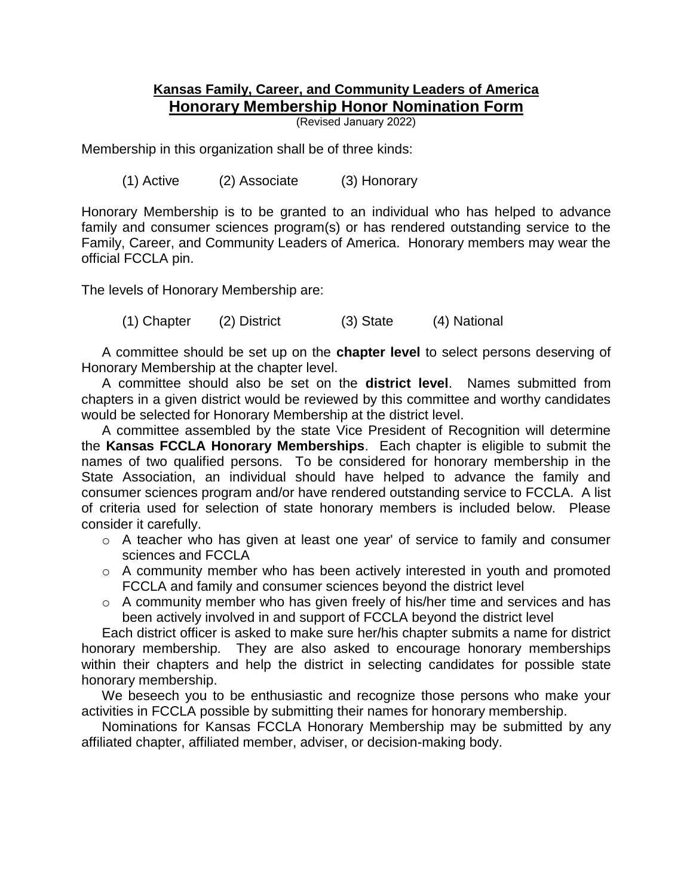## Kansas Family, Career, and Community Leaders of America

## Honorary Membership Honor Nomination Form

(Revised January 2022)

Membership in this organization shall be of three kinds:

(1) Active (2) Associate (3) Honorary

Honorary Membership is to be granted to an individual who has helped to advance family and consumer sciences program(s) or has rendered outstanding service to the Family, Career, and Community Leaders of America. Honorary members may wear the official FCCLA pin.

The levels of Honorary Membership are:

(1) Chapter (2) District (3) State (4) National

A committee should be set up on the **chapter level** to select persons deserving of Honorary Membership at the chapter level.

A committee should also be set on the **district level**. Names submitted from chapters in a given district would be reviewed by this committee and worthy candidates would be selected for Honorary Membership at the district level.

A committee assembled by the state Vice President of Recognition will determine the **Kansas FCCLA Honorary Memberships**. Each chapter is eligible to submit the names of two qualified persons. To be considered for honorary membership in the State Association, an individual should have helped to advance the family and consumer sciences program and/or have rendered outstanding service to FCCLA. A list of criteria used for selection of state honorary members is included below. Please consider it carefully.

- A teacher who has given at least one year' of service to family and consumer sciences and FCCLA
- A community member who has been actively interested in youth and promoted FCCLA and family and consumer sciences beyond the district level
- A community member who has given freely of his/her time and services and has been actively involved in and support of FCCLA beyond the district level

Each district officer is asked to make sure her/his chapter submits a name for district honorary membership. They are also asked to encourage honorary memberships within their chapters and help the district in selecting candidates for possible state honorary membership.

We beseech you to be enthusiastic and recognize those persons who make your activities in FCCLA possible by submitting their names for honorary membership.

Nominations for Kansas FCCLA Honorary Membership may be submitted by any affiliated chapter, affiliated member, adviser, or decision-making body.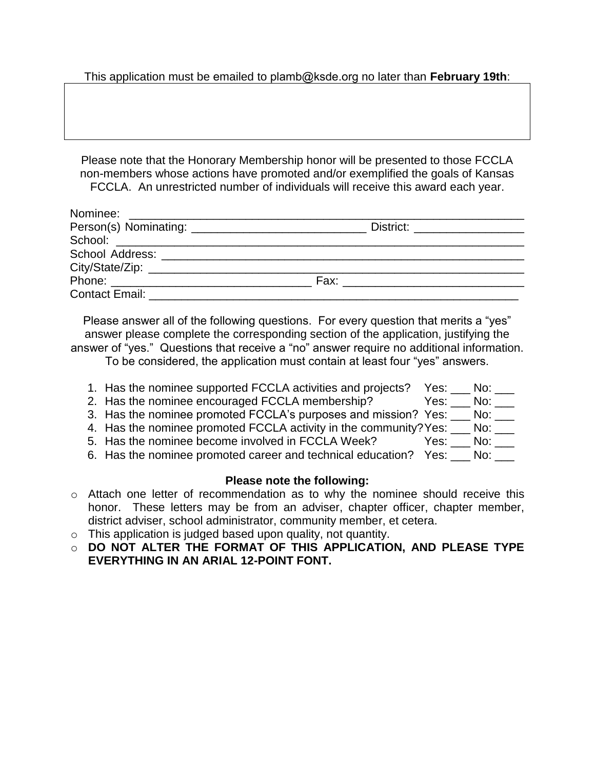This application must be emailed to plamb@ksde.org no later than **February 19th**:

Please note that the Honorary Membership honor will be presented to those FCCLA non-members whose actions have promoted and/or exemplified the goals of Kansas FCCLA. An unrestricted number of individuals will receive this award each year.

Nominee: ____________________________________________________________

Person(s) Nominating: ___________________________ District: ________________

School: ______________________________________________________________

School Address: _______________________________________________________

City/State/Zip: ________________________________________________________

Phone: _______________________________ Fax: ____________________________

Contact Email: ________________________________________________________

Please answer all of the following questions. For every question that merits a "yes" answer please complete the corresponding section of the application, justifying the answer of "yes." Questions that receive a "no" answer require no additional information. To be considered, the application must contain at least four "yes" answers.

1. Has the nominee supported FCCLA activities and projects? Yes: ___ No: ___
2. Has the nominee encouraged FCCLA membership? Yes: ___ No: ___
3. Has the nominee promoted FCCLA's purposes and mission? Yes: ___ No: ___
4. Has the nominee promoted FCCLA activity in the community? Yes: ___ No: ___
5. Has the nominee become involved in FCCLA Week? Yes: ___ No: ___
6. Has the nominee promoted career and technical education? Yes: ___ No: ___

**Please note the following:**

- Attach one letter of recommendation as to why the nominee should receive this honor. These letters may be from an adviser, chapter officer, chapter member, district adviser, school administrator, community member, et cetera.
- This application is judged based upon quality, not quantity.
- **DO NOT ALTER THE FORMAT OF THIS APPLICATION, AND PLEASE TYPE EVERYTHING IN AN ARIAL 12-POINT FONT.**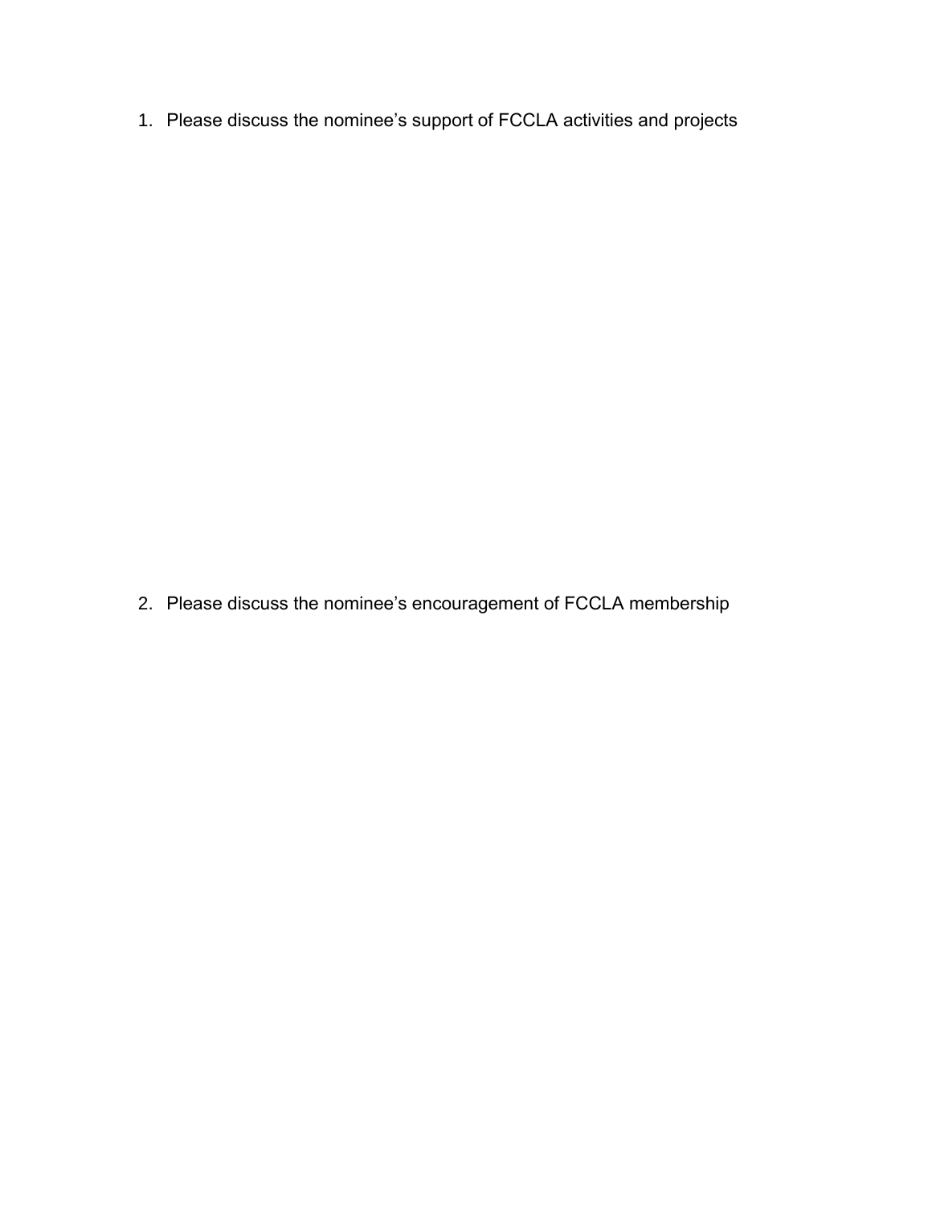1. Please discuss the nominee’s support of FCCLA activities and projects

2. Please discuss the nominee’s encouragement of FCCLA membership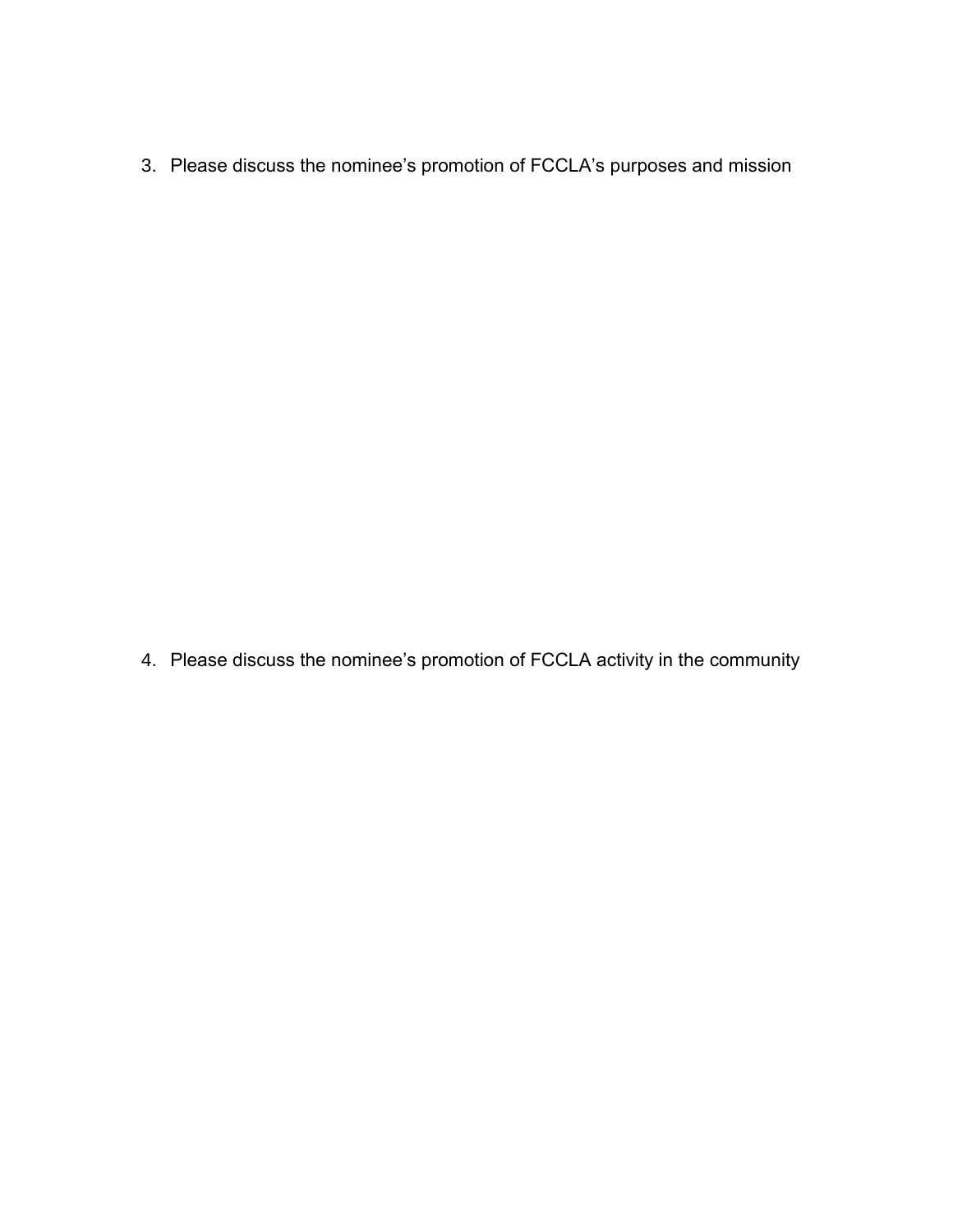3. Please discuss the nominee’s promotion of FCCLA’s purposes and mission

4. Please discuss the nominee’s promotion of FCCLA activity in the community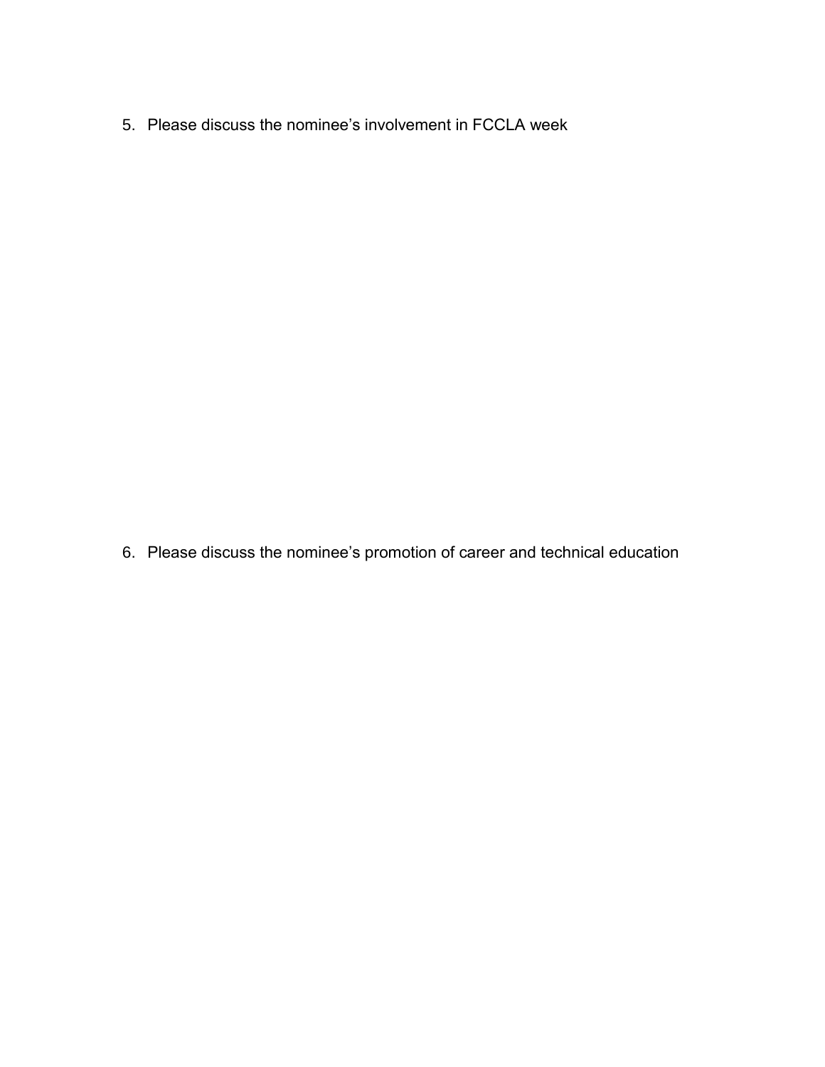5. Please discuss the nominee's involvement in FCCLA week

6. Please discuss the nominee's promotion of career and technical education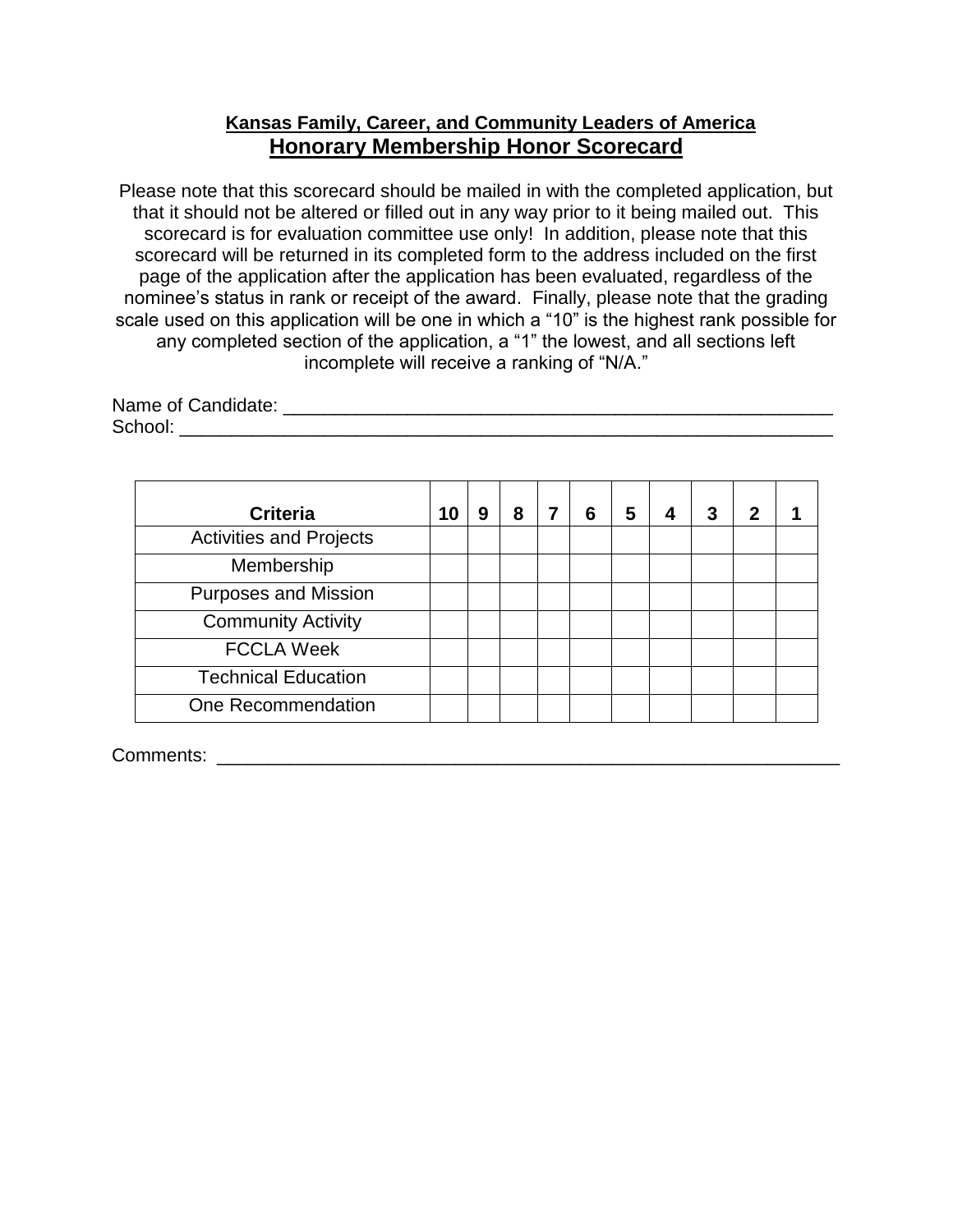**Kansas Family, Career, and Community Leaders of America**

## Honorary Membership Honor Scorecard

Please note that this scorecard should be mailed in with the completed application, but that it should not be altered or filled out in any way prior to it being mailed out. This scorecard is for evaluation committee use only! In addition, please note that this scorecard will be returned in its completed form to the address included on the first page of the application after the application has been evaluated, regardless of the nominee's status in rank or receipt of the award. Finally, please note that the grading scale used on this application will be one in which a "10" is the highest rank possible for any completed section of the application, a "1" the lowest, and all sections left incomplete will receive a ranking of "N/A."

Name of Candidate: ________________________________________________________
School: ______________________________________________________________

| Criteria | 10 | 9 | 8 | 7 | 6 | 5 | 4 | 3 | 2 | 1 |
|---|---|---|---|---|---|---|---|---|---|---|
| Activities and Projects | | | | | | | | | | |
| Membership | | | | | | | | | | |
| Purposes and Mission | | | | | | | | | | |
| Community Activity | | | | | | | | | | |
| FCCLA Week | | | | | | | | | | |
| Technical Education | | | | | | | | | | |
| One Recommendation | | | | | | | | | | |

Comments: ____________________________________________________________